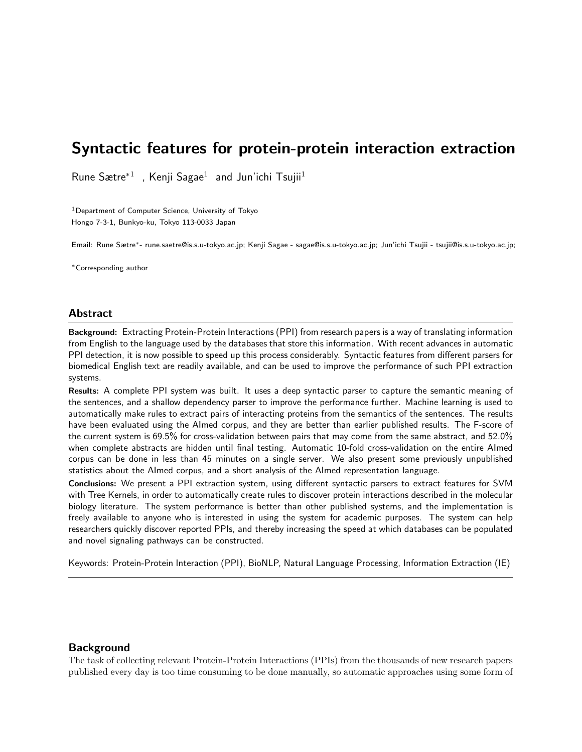# Syntactic features for protein-protein interaction extraction

Rune Sætre*[1] , Kenji Sagae[1] and Jun'ichi Tsujii[1]

[1]Department of Computer Science, University of Tokyo
Hongo 7-3-1, Bunkyo-ku, Tokyo 113-0033 Japan

Email: Rune Sætre*- rune.saetre@is.s.u-tokyo.ac.jp; Kenji Sagae - sagae@is.s.u-tokyo.ac.jp; Jun'ichi Tsujii - tsujii@is.s.u-tokyo.ac.jp;

*Corresponding author

## Abstract

**Background:** Extracting Protein-Protein Interactions (PPI) from research papers is a way of translating information from English to the language used by the databases that store this information. With recent advances in automatic PPI detection, it is now possible to speed up this process considerably. Syntactic features from different parsers for biomedical English text are readily available, and can be used to improve the performance of such PPI extraction systems.

**Results:** A complete PPI system was built. It uses a deep syntactic parser to capture the semantic meaning of the sentences, and a shallow dependency parser to improve the performance further. Machine learning is used to automatically make rules to extract pairs of interacting proteins from the semantics of the sentences. The results have been evaluated using the AImed corpus, and they are better than earlier published results. The F-score of the current system is 69.5% for cross-validation between pairs that may come from the same abstract, and 52.0% when complete abstracts are hidden until final testing. Automatic 10-fold cross-validation on the entire AImed corpus can be done in less than 45 minutes on a single server. We also present some previously unpublished statistics about the AImed corpus, and a short analysis of the AImed representation language.

**Conclusions:** We present a PPI extraction system, using different syntactic parsers to extract features for SVM with Tree Kernels, in order to automatically create rules to discover protein interactions described in the molecular biology literature. The system performance is better than other published systems, and the implementation is freely available to anyone who is interested in using the system for academic purposes. The system can help researchers quickly discover reported PPIs, and thereby increasing the speed at which databases can be populated and novel signaling pathways can be constructed.

Keywords: Protein-Protein Interaction (PPI), BioNLP, Natural Language Processing, Information Extraction (IE)

## Background

The task of collecting relevant Protein-Protein Interactions (PPIs) from the thousands of new research papers published every day is too time consuming to be done manually, so automatic approaches using some form of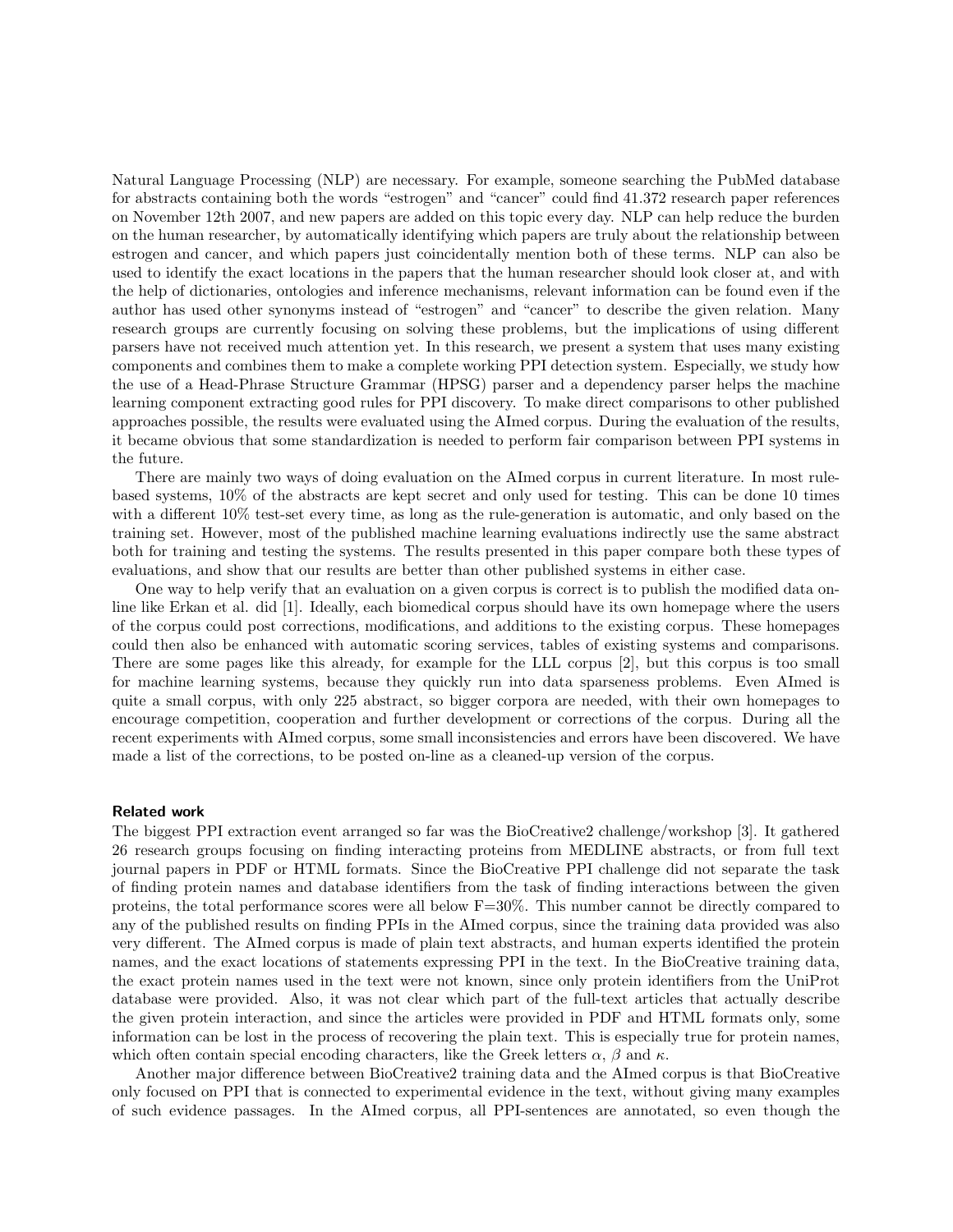Natural Language Processing (NLP) are necessary. For example, someone searching the PubMed database for abstracts containing both the words "estrogen" and "cancer" could find 41.372 research paper references on November 12th 2007, and new papers are added on this topic every day. NLP can help reduce the burden on the human researcher, by automatically identifying which papers are truly about the relationship between estrogen and cancer, and which papers just coincidentally mention both of these terms. NLP can also be used to identify the exact locations in the papers that the human researcher should look closer at, and with the help of dictionaries, ontologies and inference mechanisms, relevant information can be found even if the author has used other synonyms instead of "estrogen" and "cancer" to describe the given relation. Many research groups are currently focusing on solving these problems, but the implications of using different parsers have not received much attention yet. In this research, we present a system that uses many existing components and combines them to make a complete working PPI detection system. Especially, we study how the use of a Head-Phrase Structure Grammar (HPSG) parser and a dependency parser helps the machine learning component extracting good rules for PPI discovery. To make direct comparisons to other published approaches possible, the results were evaluated using the AImed corpus. During the evaluation of the results, it became obvious that some standardization is needed to perform fair comparison between PPI systems in the future.

There are mainly two ways of doing evaluation on the AImed corpus in current literature. In most rule-based systems, 10% of the abstracts are kept secret and only used for testing. This can be done 10 times with a different 10% test-set every time, as long as the rule-generation is automatic, and only based on the training set. However, most of the published machine learning evaluations indirectly use the same abstract both for training and testing the systems. The results presented in this paper compare both these types of evaluations, and show that our results are better than other published systems in either case.

One way to help verify that an evaluation on a given corpus is correct is to publish the modified data on-line like Erkan et al. did [1]. Ideally, each biomedical corpus should have its own homepage where the users of the corpus could post corrections, modifications, and additions to the existing corpus. These homepages could then also be enhanced with automatic scoring services, tables of existing systems and comparisons. There are some pages like this already, for example for the LLL corpus [2], but this corpus is too small for machine learning systems, because they quickly run into data sparseness problems. Even AImed is quite a small corpus, with only 225 abstract, so bigger corpora are needed, with their own homepages to encourage competition, cooperation and further development or corrections of the corpus. During all the recent experiments with AImed corpus, some small inconsistencies and errors have been discovered. We have made a list of the corrections, to be posted on-line as a cleaned-up version of the corpus.

## Related work

The biggest PPI extraction event arranged so far was the BioCreative2 challenge/workshop [3]. It gathered 26 research groups focusing on finding interacting proteins from MEDLINE abstracts, or from full text journal papers in PDF or HTML formats. Since the BioCreative PPI challenge did not separate the task of finding protein names and database identifiers from the task of finding interactions between the given proteins, the total performance scores were all below F=30%. This number cannot be directly compared to any of the published results on finding PPIs in the AImed corpus, since the training data provided was also very different. The AImed corpus is made of plain text abstracts, and human experts identified the protein names, and the exact locations of statements expressing PPI in the text. In the BioCreative training data, the exact protein names used in the text were not known, since only protein identifiers from the UniProt database were provided. Also, it was not clear which part of the full-text articles that actually describe the given protein interaction, and since the articles were provided in PDF and HTML formats only, some information can be lost in the process of recovering the plain text. This is especially true for protein names, which often contain special encoding characters, like the Greek letters $\alpha$, $\beta$ and $\kappa$.

Another major difference between BioCreative2 training data and the AImed corpus is that BioCreative only focused on PPI that is connected to experimental evidence in the text, without giving many examples of such evidence passages. In the AImed corpus, all PPI-sentences are annotated, so even though the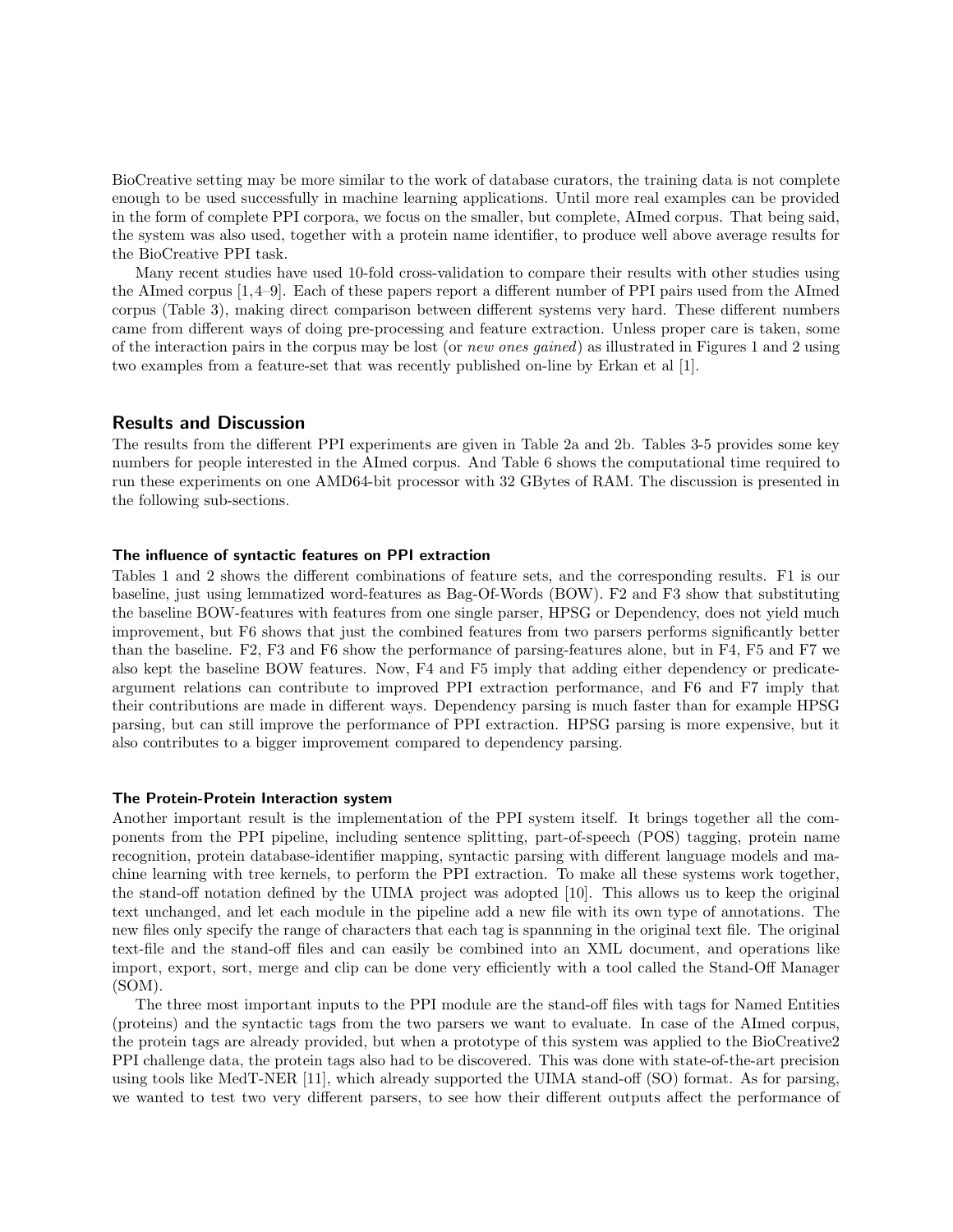BioCreative setting may be more similar to the work of database curators, the training data is not complete enough to be used successfully in machine learning applications. Until more real examples can be provided in the form of complete PPI corpora, we focus on the smaller, but complete, AImed corpus. That being said, the system was also used, together with a protein name identifier, to produce well above average results for the BioCreative PPI task.

Many recent studies have used 10-fold cross-validation to compare their results with other studies using the AImed corpus [1,4–9]. Each of these papers report a different number of PPI pairs used from the AImed corpus (Table 3), making direct comparison between different systems very hard. These different numbers came from different ways of doing pre-processing and feature extraction. Unless proper care is taken, some of the interaction pairs in the corpus may be lost (or *new ones gained*) as illustrated in Figures 1 and 2 using two examples from a feature-set that was recently published on-line by Erkan et al [1].

## Results and Discussion

The results from the different PPI experiments are given in Table 2a and 2b. Tables 3-5 provides some key numbers for people interested in the AImed corpus. And Table 6 shows the computational time required to run these experiments on one AMD64-bit processor with 32 GBytes of RAM. The discussion is presented in the following sub-sections.

### The influence of syntactic features on PPI extraction

Tables 1 and 2 shows the different combinations of feature sets, and the corresponding results. F1 is our baseline, just using lemmatized word-features as Bag-Of-Words (BOW). F2 and F3 show that substituting the baseline BOW-features with features from one single parser, HPSG or Dependency, does not yield much improvement, but F6 shows that just the combined features from two parsers performs significantly better than the baseline. F2, F3 and F6 show the performance of parsing-features alone, but in F4, F5 and F7 we also kept the baseline BOW features. Now, F4 and F5 imply that adding either dependency or predicate-argument relations can contribute to improved PPI extraction performance, and F6 and F7 imply that their contributions are made in different ways. Dependency parsing is much faster than for example HPSG parsing, but can still improve the performance of PPI extraction. HPSG parsing is more expensive, but it also contributes to a bigger improvement compared to dependency parsing.

### The Protein-Protein Interaction system

Another important result is the implementation of the PPI system itself. It brings together all the components from the PPI pipeline, including sentence splitting, part-of-speech (POS) tagging, protein name recognition, protein database-identifier mapping, syntactic parsing with different language models and machine learning with tree kernels, to perform the PPI extraction. To make all these systems work together, the stand-off notation defined by the UIMA project was adopted [10]. This allows us to keep the original text unchanged, and let each module in the pipeline add a new file with its own type of annotations. The new files only specify the range of characters that each tag is spannning in the original text file. The original text-file and the stand-off files and can easily be combined into an XML document, and operations like import, export, sort, merge and clip can be done very efficiently with a tool called the Stand-Off Manager (SOM).

The three most important inputs to the PPI module are the stand-off files with tags for Named Entities (proteins) and the syntactic tags from the two parsers we want to evaluate. In case of the AImed corpus, the protein tags are already provided, but when a prototype of this system was applied to the BioCreative2 PPI challenge data, the protein tags also had to be discovered. This was done with state-of-the-art precision using tools like MedT-NER [11], which already supported the UIMA stand-off (SO) format. As for parsing, we wanted to test two very different parsers, to see how their different outputs affect the performance of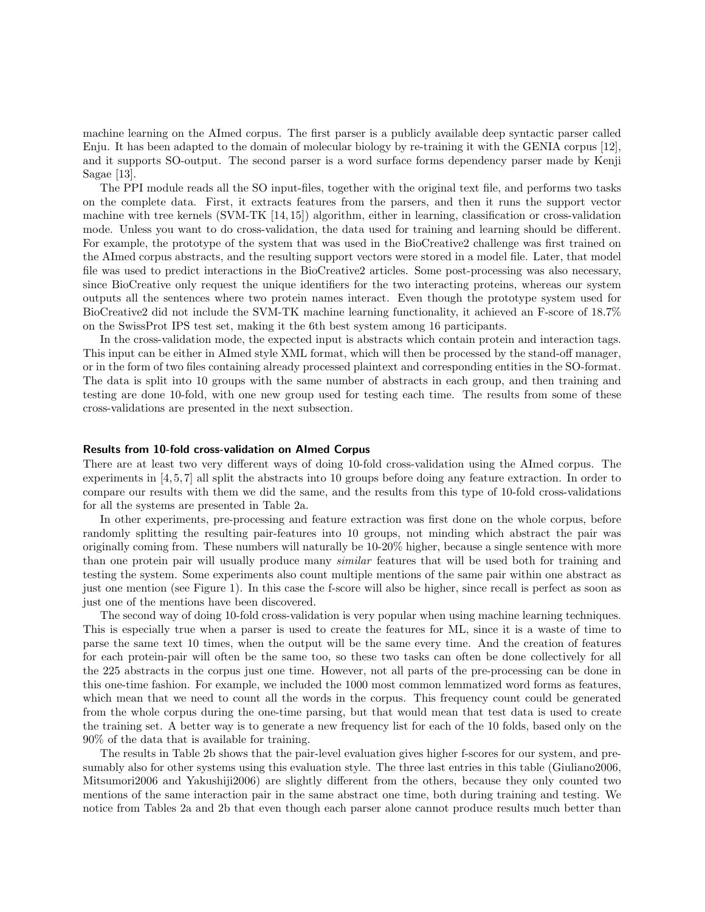machine learning on the AImed corpus. The first parser is a publicly available deep syntactic parser called Enju. It has been adapted to the domain of molecular biology by re-training it with the GENIA corpus [12], and it supports SO-output. The second parser is a word surface forms dependency parser made by Kenji Sagae [13].

The PPI module reads all the SO input-files, together with the original text file, and performs two tasks on the complete data. First, it extracts features from the parsers, and then it runs the support vector machine with tree kernels (SVM-TK [14, 15]) algorithm, either in learning, classification or cross-validation mode. Unless you want to do cross-validation, the data used for training and learning should be different. For example, the prototype of the system that was used in the BioCreative2 challenge was first trained on the AImed corpus abstracts, and the resulting support vectors were stored in a model file. Later, that model file was used to predict interactions in the BioCreative2 articles. Some post-processing was also necessary, since BioCreative only request the unique identifiers for the two interacting proteins, whereas our system outputs all the sentences where two protein names interact. Even though the prototype system used for BioCreative2 did not include the SVM-TK machine learning functionality, it achieved an F-score of 18.7% on the SwissProt IPS test set, making it the 6th best system among 16 participants.

In the cross-validation mode, the expected input is abstracts which contain protein and interaction tags. This input can be either in AImed style XML format, which will then be processed by the stand-off manager, or in the form of two files containing already processed plaintext and corresponding entities in the SO-format. The data is split into 10 groups with the same number of abstracts in each group, and then training and testing are done 10-fold, with one new group used for testing each time. The results from some of these cross-validations are presented in the next subsection.

### Results from 10-fold cross-validation on AImed Corpus

There are at least two very different ways of doing 10-fold cross-validation using the AImed corpus. The experiments in [4, 5, 7] all split the abstracts into 10 groups before doing any feature extraction. In order to compare our results with them we did the same, and the results from this type of 10-fold cross-validations for all the systems are presented in Table 2a.

In other experiments, pre-processing and feature extraction was first done on the whole corpus, before randomly splitting the resulting pair-features into 10 groups, not minding which abstract the pair was originally coming from. These numbers will naturally be 10-20% higher, because a single sentence with more than one protein pair will usually produce many *similar* features that will be used both for training and testing the system. Some experiments also count multiple mentions of the same pair within one abstract as just one mention (see Figure 1). In this case the f-score will also be higher, since recall is perfect as soon as just one of the mentions have been discovered.

The second way of doing 10-fold cross-validation is very popular when using machine learning techniques. This is especially true when a parser is used to create the features for ML, since it is a waste of time to parse the same text 10 times, when the output will be the same every time. And the creation of features for each protein-pair will often be the same too, so these two tasks can often be done collectively for all the 225 abstracts in the corpus just one time. However, not all parts of the pre-processing can be done in this one-time fashion. For example, we included the 1000 most common lemmatized word forms as features, which mean that we need to count all the words in the corpus. This frequency count could be generated from the whole corpus during the one-time parsing, but that would mean that test data is used to create the training set. A better way is to generate a new frequency list for each of the 10 folds, based only on the 90% of the data that is available for training.

The results in Table 2b shows that the pair-level evaluation gives higher f-scores for our system, and presumably also for other systems using this evaluation style. The three last entries in this table (Giuliano2006, Mitsumori2006 and Yakushiji2006) are slightly different from the others, because they only counted two mentions of the same interaction pair in the same abstract one time, both during training and testing. We notice from Tables 2a and 2b that even though each parser alone cannot produce results much better than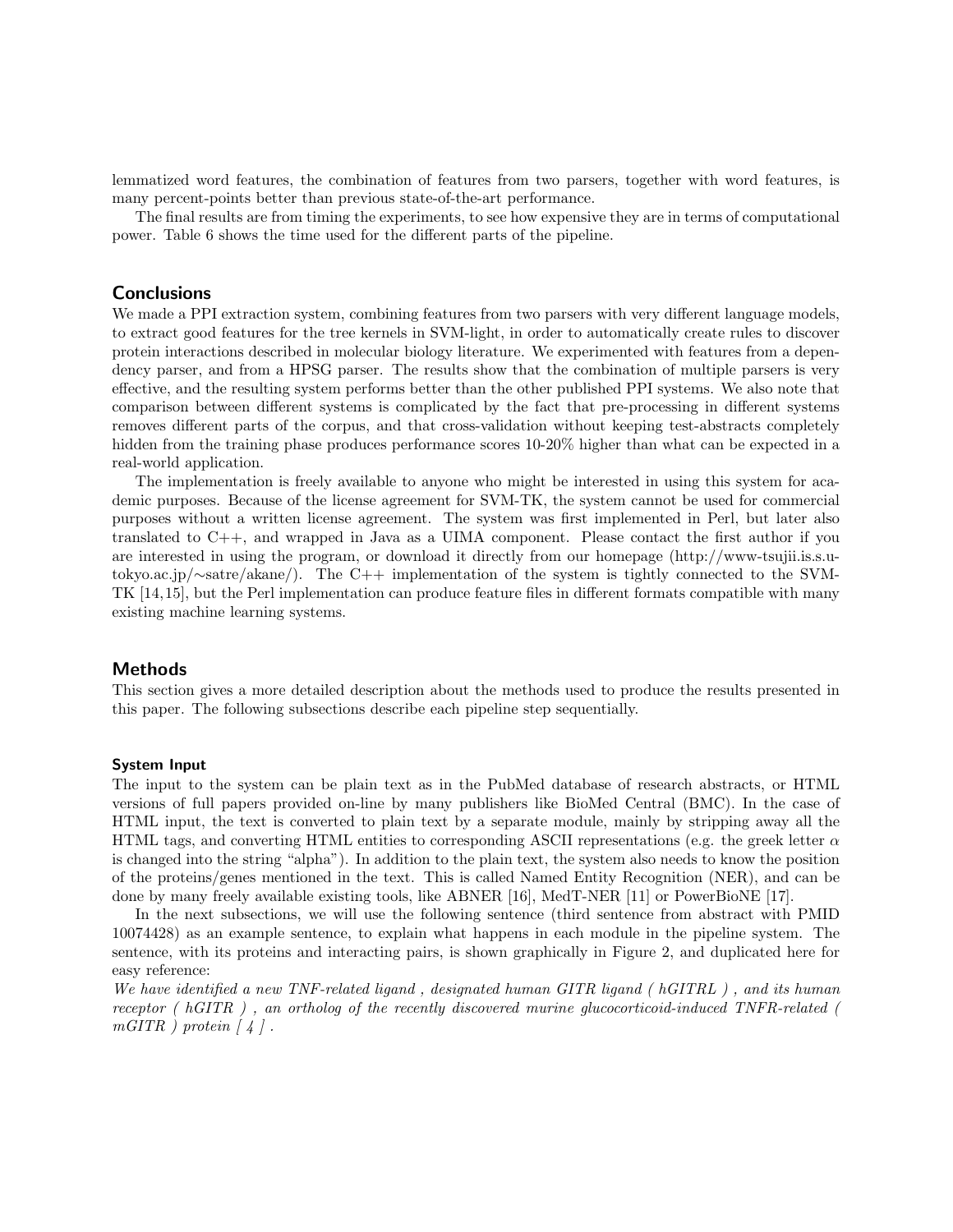lemmatized word features, the combination of features from two parsers, together with word features, is many percent-points better than previous state-of-the-art performance.

The final results are from timing the experiments, to see how expensive they are in terms of computational power. Table 6 shows the time used for the different parts of the pipeline.

## Conclusions

We made a PPI extraction system, combining features from two parsers with very different language models, to extract good features for the tree kernels in SVM-light, in order to automatically create rules to discover protein interactions described in molecular biology literature. We experimented with features from a dependency parser, and from a HPSG parser. The results show that the combination of multiple parsers is very effective, and the resulting system performs better than the other published PPI systems. We also note that comparison between different systems is complicated by the fact that pre-processing in different systems removes different parts of the corpus, and that cross-validation without keeping test-abstracts completely hidden from the training phase produces performance scores 10-20% higher than what can be expected in a real-world application.

The implementation is freely available to anyone who might be interested in using this system for academic purposes. Because of the license agreement for SVM-TK, the system cannot be used for commercial purposes without a written license agreement. The system was first implemented in Perl, but later also translated to C++, and wrapped in Java as a UIMA component. Please contact the first author if you are interested in using the program, or download it directly from our homepage (http://www-tsujii.is.s.u-tokyo.ac.jp/∼satre/akane/). The C++ implementation of the system is tightly connected to the SVM-TK [14,15], but the Perl implementation can produce feature files in different formats compatible with many existing machine learning systems.

## Methods

This section gives a more detailed description about the methods used to produce the results presented in this paper. The following subsections describe each pipeline step sequentially.

### System Input

The input to the system can be plain text as in the PubMed database of research abstracts, or HTML versions of full papers provided on-line by many publishers like BioMed Central (BMC). In the case of HTML input, the text is converted to plain text by a separate module, mainly by stripping away all the HTML tags, and converting HTML entities to corresponding ASCII representations (e.g. the greek letter $\alpha$ is changed into the string "alpha"). In addition to the plain text, the system also needs to know the position of the proteins/genes mentioned in the text. This is called Named Entity Recognition (NER), and can be done by many freely available existing tools, like ABNER [16], MedT-NER [11] or PowerBioNE [17].

In the next subsections, we will use the following sentence (third sentence from abstract with PMID 10074428) as an example sentence, to explain what happens in each module in the pipeline system. The sentence, with its proteins and interacting pairs, is shown graphically in Figure 2, and duplicated here for easy reference:

*We have identified a new TNF-related ligand , designated human GITR ligand ( hGITRL ) , and its human receptor ( hGITR ) , an ortholog of the recently discovered murine glucocorticoid-induced TNFR-related ( mGITR ) protein [ 4 ] .*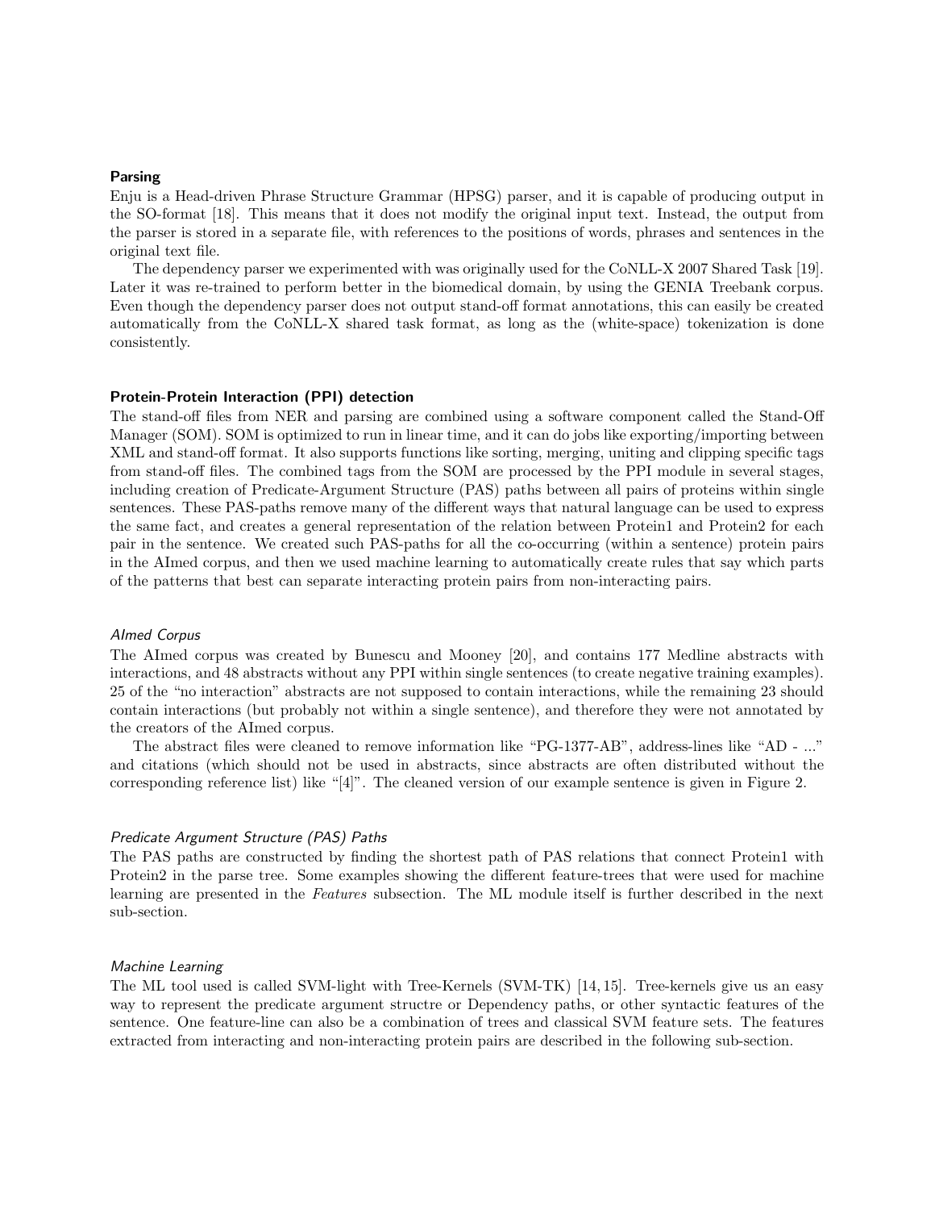### Parsing

Enju is a Head-driven Phrase Structure Grammar (HPSG) parser, and it is capable of producing output in the SO-format [18]. This means that it does not modify the original input text. Instead, the output from the parser is stored in a separate file, with references to the positions of words, phrases and sentences in the original text file.

The dependency parser we experimented with was originally used for the CoNLL-X 2007 Shared Task [19]. Later it was re-trained to perform better in the biomedical domain, by using the GENIA Treebank corpus. Even though the dependency parser does not output stand-off format annotations, this can easily be created automatically from the CoNLL-X shared task format, as long as the (white-space) tokenization is done consistently.

### Protein-Protein Interaction (PPI) detection

The stand-off files from NER and parsing are combined using a software component called the Stand-Off Manager (SOM). SOM is optimized to run in linear time, and it can do jobs like exporting/importing between XML and stand-off format. It also supports functions like sorting, merging, uniting and clipping specific tags from stand-off files. The combined tags from the SOM are processed by the PPI module in several stages, including creation of Predicate-Argument Structure (PAS) paths between all pairs of proteins within single sentences. These PAS-paths remove many of the different ways that natural language can be used to express the same fact, and creates a general representation of the relation between Protein1 and Protein2 for each pair in the sentence. We created such PAS-paths for all the co-occurring (within a sentence) protein pairs in the AImed corpus, and then we used machine learning to automatically create rules that say which parts of the patterns that best can separate interacting protein pairs from non-interacting pairs.

#### *AImed Corpus*

The AImed corpus was created by Bunescu and Mooney [20], and contains 177 Medline abstracts with interactions, and 48 abstracts without any PPI within single sentences (to create negative training examples). 25 of the "no interaction" abstracts are not supposed to contain interactions, while the remaining 23 should contain interactions (but probably not within a single sentence), and therefore they were not annotated by the creators of the AImed corpus.

The abstract files were cleaned to remove information like "PG-1377-AB", address-lines like "AD - ..." and citations (which should not be used in abstracts, since abstracts are often distributed without the corresponding reference list) like "[4]". The cleaned version of our example sentence is given in Figure 2.

#### *Predicate Argument Structure (PAS) Paths*

The PAS paths are constructed by finding the shortest path of PAS relations that connect Protein1 with Protein2 in the parse tree. Some examples showing the different feature-trees that were used for machine learning are presented in the *Features* subsection. The ML module itself is further described in the next sub-section.

#### *Machine Learning*

The ML tool used is called SVM-light with Tree-Kernels (SVM-TK) [14, 15]. Tree-kernels give us an easy way to represent the predicate argument structre or Dependency paths, or other syntactic features of the sentence. One feature-line can also be a combination of trees and classical SVM feature sets. The features extracted from interacting and non-interacting protein pairs are described in the following sub-section.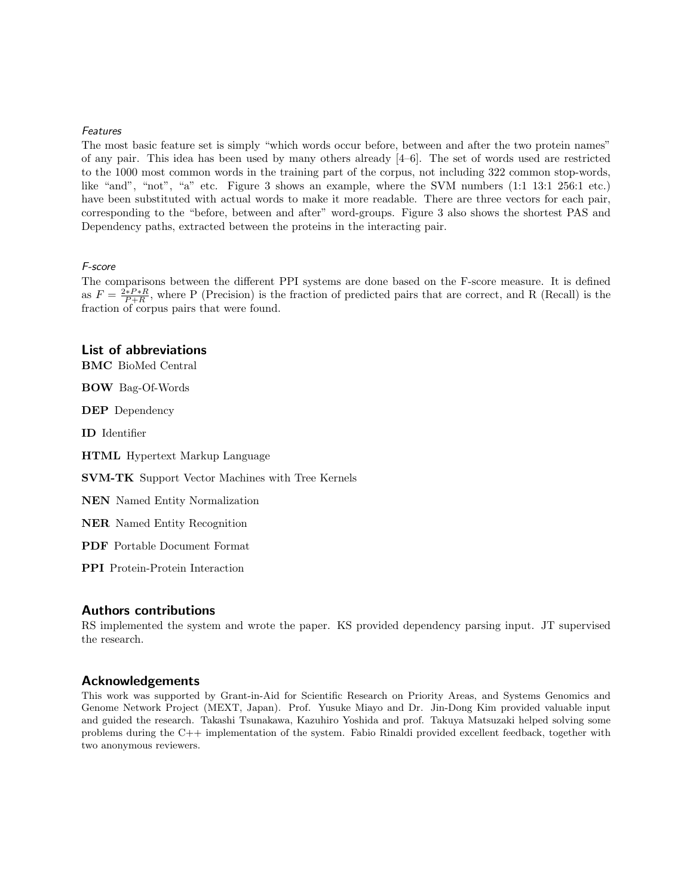#### *Features*

The most basic feature set is simply “which words occur before, between and after the two protein names” of any pair. This idea has been used by many others already [4–6]. The set of words used are restricted to the 1000 most common words in the training part of the corpus, not including 322 common stop-words, like “and”, “not”, “a” etc. Figure 3 shows an example, where the SVM numbers (1:1 13:1 256:1 etc.) have been substituted with actual words to make it more readable. There are three vectors for each pair, corresponding to the “before, between and after” word-groups. Figure 3 also shows the shortest PAS and Dependency paths, extracted between the proteins in the interacting pair.

#### *F-score*

The comparisons between the different PPI systems are done based on the F-score measure. It is defined as $F = \frac{2*P*R}{P+R}$, where P (Precision) is the fraction of predicted pairs that are correct, and R (Recall) is the fraction of corpus pairs that were found.

## List of abbreviations

**BMC** BioMed Central

**BOW** Bag-Of-Words

**DEP** Dependency

**ID** Identifier

**HTML** Hypertext Markup Language

**SVM-TK** Support Vector Machines with Tree Kernels

**NEN** Named Entity Normalization

**NER** Named Entity Recognition

**PDF** Portable Document Format

**PPI** Protein-Protein Interaction

## Authors contributions

RS implemented the system and wrote the paper. KS provided dependency parsing input. JT supervised the research.

## Acknowledgements

This work was supported by Grant-in-Aid for Scientific Research on Priority Areas, and Systems Genomics and Genome Network Project (MEXT, Japan). Prof. Yusuke Miayo and Dr. Jin-Dong Kim provided valuable input and guided the research. Takashi Tsunakawa, Kazuhiro Yoshida and prof. Takuya Matsuzaki helped solving some problems during the C++ implementation of the system. Fabio Rinaldi provided excellent feedback, together with two anonymous reviewers.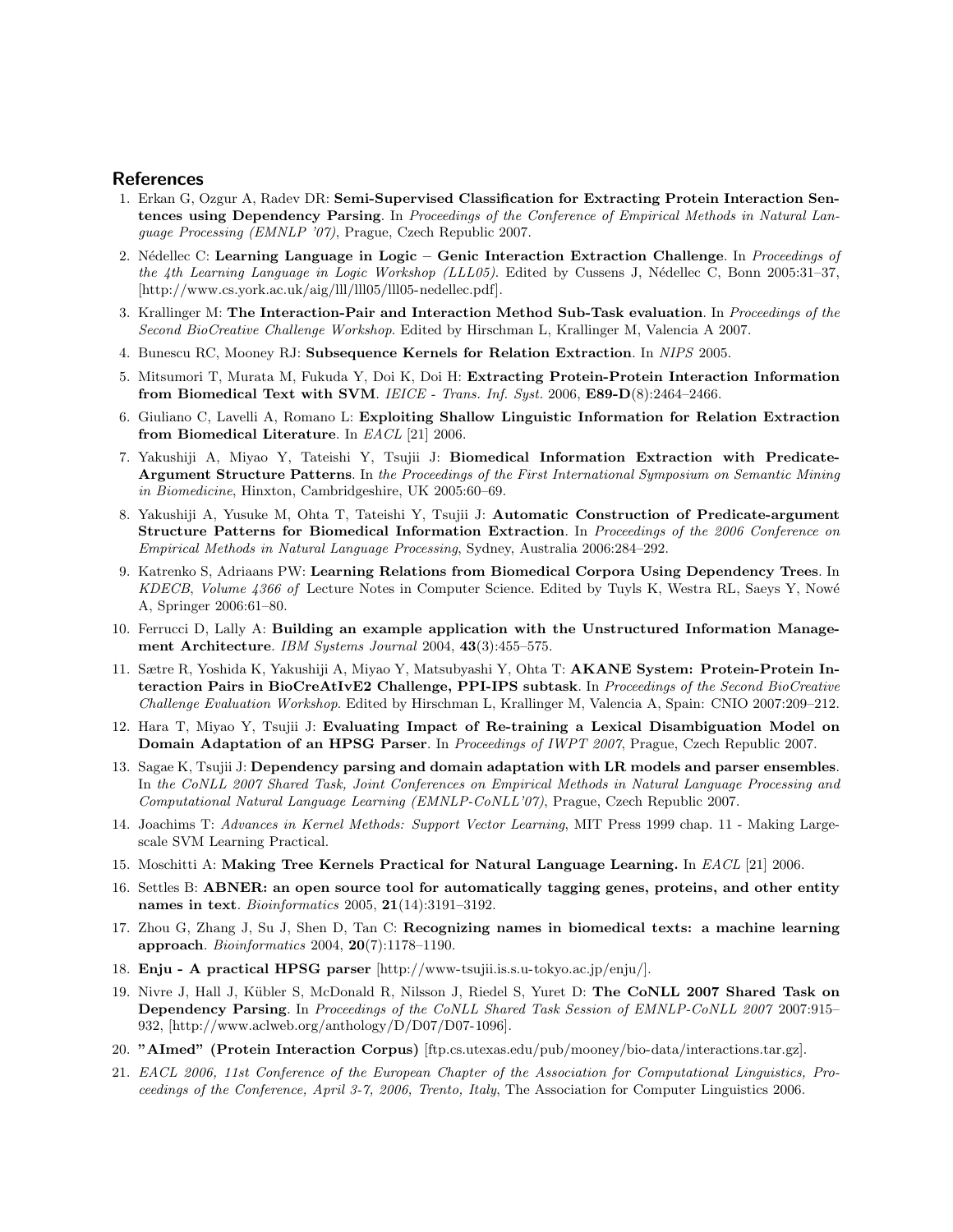## References

1. Erkan G, Ozgur A, Radev DR: **Semi-Supervised Classification for Extracting Protein Interaction Sentences using Dependency Parsing**. In *Proceedings of the Conference of Empirical Methods in Natural Language Processing (EMNLP '07)*, Prague, Czech Republic 2007.
2. Nédellec C: **Learning Language in Logic – Genic Interaction Extraction Challenge**. In *Proceedings of the 4th Learning Language in Logic Workshop (LLL05)*. Edited by Cussens J, Nédellec C, Bonn 2005:31–37, [http://www.cs.york.ac.uk/aig/lll/lll05/lll05-nedellec.pdf].
3. Krallinger M: **The Interaction-Pair and Interaction Method Sub-Task evaluation**. In *Proceedings of the Second BioCreative Challenge Workshop*. Edited by Hirschman L, Krallinger M, Valencia A 2007.
4. Bunescu RC, Mooney RJ: **Subsequence Kernels for Relation Extraction**. In *NIPS* 2005.
5. Mitsumori T, Murata M, Fukuda Y, Doi K, Doi H: **Extracting Protein-Protein Interaction Information from Biomedical Text with SVM**. *IEICE - Trans. Inf. Syst.* 2006, **E89-D**(8):2464–2466.
6. Giuliano C, Lavelli A, Romano L: **Exploiting Shallow Linguistic Information for Relation Extraction from Biomedical Literature**. In *EACL* [21] 2006.
7. Yakushiji A, Miyao Y, Tateishi Y, Tsujii J: **Biomedical Information Extraction with Predicate-Argument Structure Patterns**. In *the Proceedings of the First International Symposium on Semantic Mining in Biomedicine*, Hinxton, Cambridgeshire, UK 2005:60–69.
8. Yakushiji A, Yusuke M, Ohta T, Tateishi Y, Tsujii J: **Automatic Construction of Predicate-argument Structure Patterns for Biomedical Information Extraction**. In *Proceedings of the 2006 Conference on Empirical Methods in Natural Language Processing*, Sydney, Australia 2006:284–292.
9. Katrenko S, Adriaans PW: **Learning Relations from Biomedical Corpora Using Dependency Trees**. In *KDECB*, *Volume 4366 of* Lecture Notes in Computer Science. Edited by Tuyls K, Westra RL, Saeys Y, Nowé A, Springer 2006:61–80.
10. Ferrucci D, Lally A: **Building an example application with the Unstructured Information Management Architecture**. *IBM Systems Journal* 2004, **43**(3):455–575.
11. Sætre R, Yoshida K, Yakushiji A, Miyao Y, Matsubyashi Y, Ohta T: **AKANE System: Protein-Protein Interaction Pairs in BioCreAtIvE2 Challenge, PPI-IPS subtask**. In *Proceedings of the Second BioCreative Challenge Evaluation Workshop*. Edited by Hirschman L, Krallinger M, Valencia A, Spain: CNIO 2007:209–212.
12. Hara T, Miyao Y, Tsujii J: **Evaluating Impact of Re-training a Lexical Disambiguation Model on Domain Adaptation of an HPSG Parser**. In *Proceedings of IWPT 2007*, Prague, Czech Republic 2007.
13. Sagae K, Tsujii J: **Dependency parsing and domain adaptation with LR models and parser ensembles**. In *the CoNLL 2007 Shared Task, Joint Conferences on Empirical Methods in Natural Language Processing and Computational Natural Language Learning (EMNLP-CoNLL'07)*, Prague, Czech Republic 2007.
14. Joachims T: *Advances in Kernel Methods: Support Vector Learning*, MIT Press 1999 chap. 11 - Making Large-scale SVM Learning Practical.
15. Moschitti A: **Making Tree Kernels Practical for Natural Language Learning.** In *EACL* [21] 2006.
16. Settles B: **ABNER: an open source tool for automatically tagging genes, proteins, and other entity names in text**. *Bioinformatics* 2005, **21**(14):3191–3192.
17. Zhou G, Zhang J, Su J, Shen D, Tan C: **Recognizing names in biomedical texts: a machine learning approach**. *Bioinformatics* 2004, **20**(7):1178–1190.
18. **Enju - A practical HPSG parser** [http://www-tsujii.is.s.u-tokyo.ac.jp/enju/].
19. Nivre J, Hall J, Kübler S, McDonald R, Nilsson J, Riedel S, Yuret D: **The CoNLL 2007 Shared Task on Dependency Parsing**. In *Proceedings of the CoNLL Shared Task Session of EMNLP-CoNLL 2007* 2007:915–932, [http://www.aclweb.org/anthology/D/D07/D07-1096].
20. **"AImed" (Protein Interaction Corpus)** [ftp.cs.utexas.edu/pub/mooney/bio-data/interactions.tar.gz].
21. *EACL 2006, 11st Conference of the European Chapter of the Association for Computational Linguistics, Proceedings of the Conference, April 3-7, 2006, Trento, Italy*, The Association for Computer Linguistics 2006.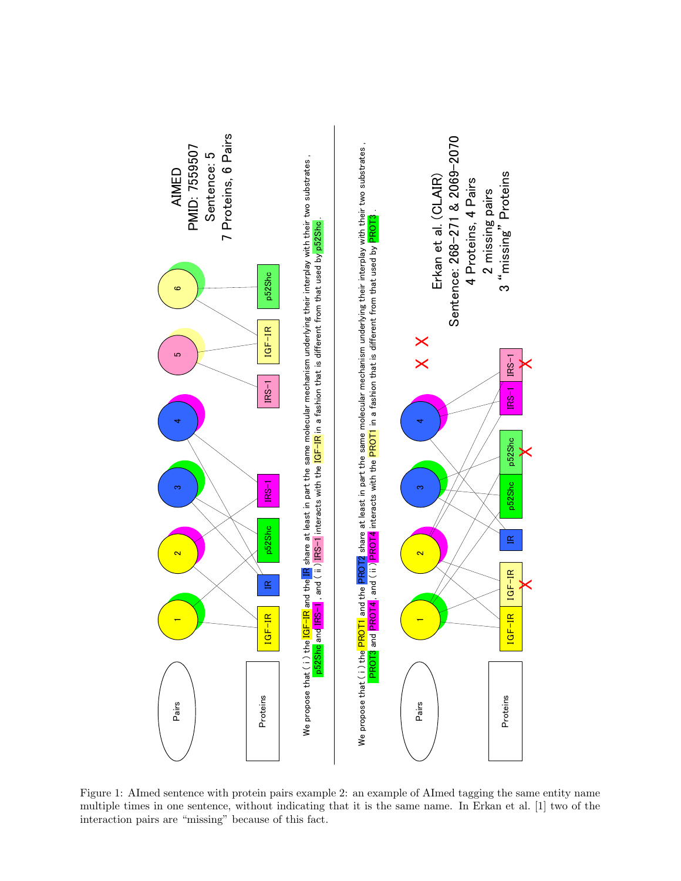AIMED
PMID: 7559507
Sentence: 5
7 Proteins, 6 Pairs

Pairs: 1, 2, 3, 4, 5, 6

Proteins: IGF-IR, IR, p52Shc, IRS-1, IRS-1, IGF-IR, p52Shc

We propose that ( i ) the IGF-IR and the IR share at least in part the same molecular mechanism underlying their interplay with their two substrates , p52Shc and IRS-1 , and ( ii ) IRS-1 interacts with the IGF-IR in a fashion that is different from that used by p52Shc .

---

We propose that ( i ) the PROT1 and the PROT2 share at least in part the same molecular mechanism underlying their interplay with their two substrates , PROT3 and PROT4 , and ( ii ) PROT4 interacts with the PROT1 in a fashion that is different from that used by PROT3 .

Erkan et al. (CLAIR)
Sentence: 268-271 & 2069-2070
4 Proteins, 4 Pairs
2 missing pairs
3 “missing” Proteins

Pairs: 1, 2, 3, 4

Proteins: IGF-IR, IGF-IR, IR, p52Shc, p52Shc, IRS-1, IRS-1

Figure 1: AImed sentence with protein pairs example 2: an example of AImed tagging the same entity name multiple times in one sentence, without indicating that it is the same name. In Erkan et al. [1] two of the interaction pairs are “missing” because of this fact.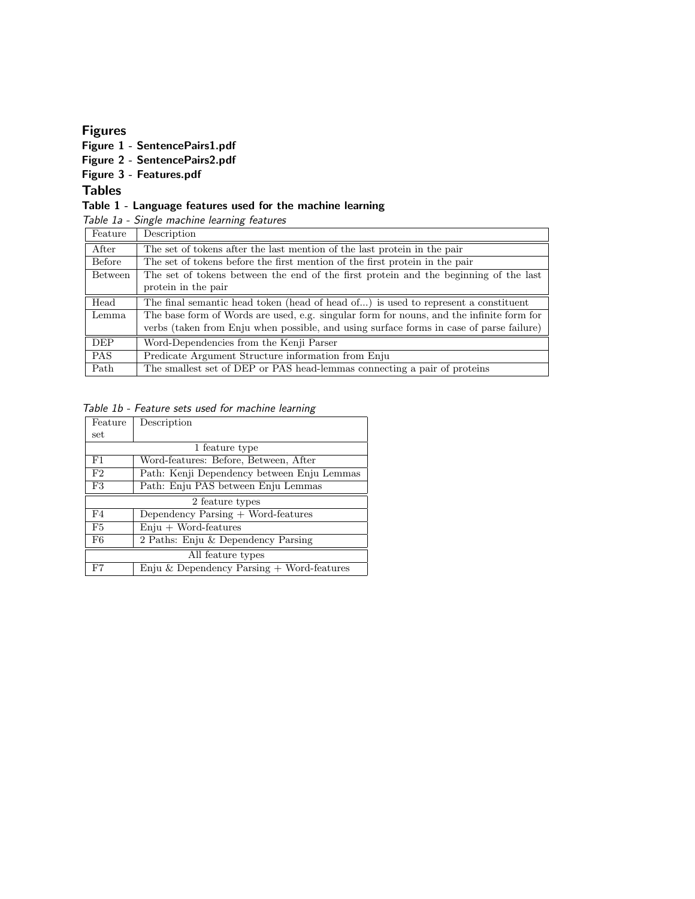## Figures

### Figure 1 - SentencePairs1.pdf

### Figure 2 - SentencePairs2.pdf

### Figure 3 - Features.pdf

## Tables

### Table 1 - Language features used for the machine learning

*Table 1a - Single machine learning features*

| Feature | Description |
|---|---|
| After | The set of tokens after the last mention of the last protein in the pair |
| Before | The set of tokens before the first mention of the first protein in the pair |
| Between | The set of tokens between the end of the first protein and the beginning of the last protein in the pair |
| Head | The final semantic head token (head of head of...) is used to represent a constituent |
| Lemma | The base form of Words are used, e.g. singular form for nouns, and the infinite form for verbs (taken from Enju when possible, and using surface forms in case of parse failure) |
| DEP | Word-Dependencies from the Kenji Parser |
| PAS | Predicate Argument Structure information from Enju |
| Path | The smallest set of DEP or PAS head-lemmas connecting a pair of proteins |

*Table 1b - Feature sets used for machine learning*

| Feature set | Description |
|---|---|
| 1 feature type | |
| F1 | Word-features: Before, Between, After |
| F2 | Path: Kenji Dependency between Enju Lemmas |
| F3 | Path: Enju PAS between Enju Lemmas |
| 2 feature types | |
| F4 | Dependency Parsing + Word-features |
| F5 | Enju + Word-features |
| F6 | 2 Paths: Enju & Dependency Parsing |
| All feature types | |
| F7 | Enju & Dependency Parsing + Word-features |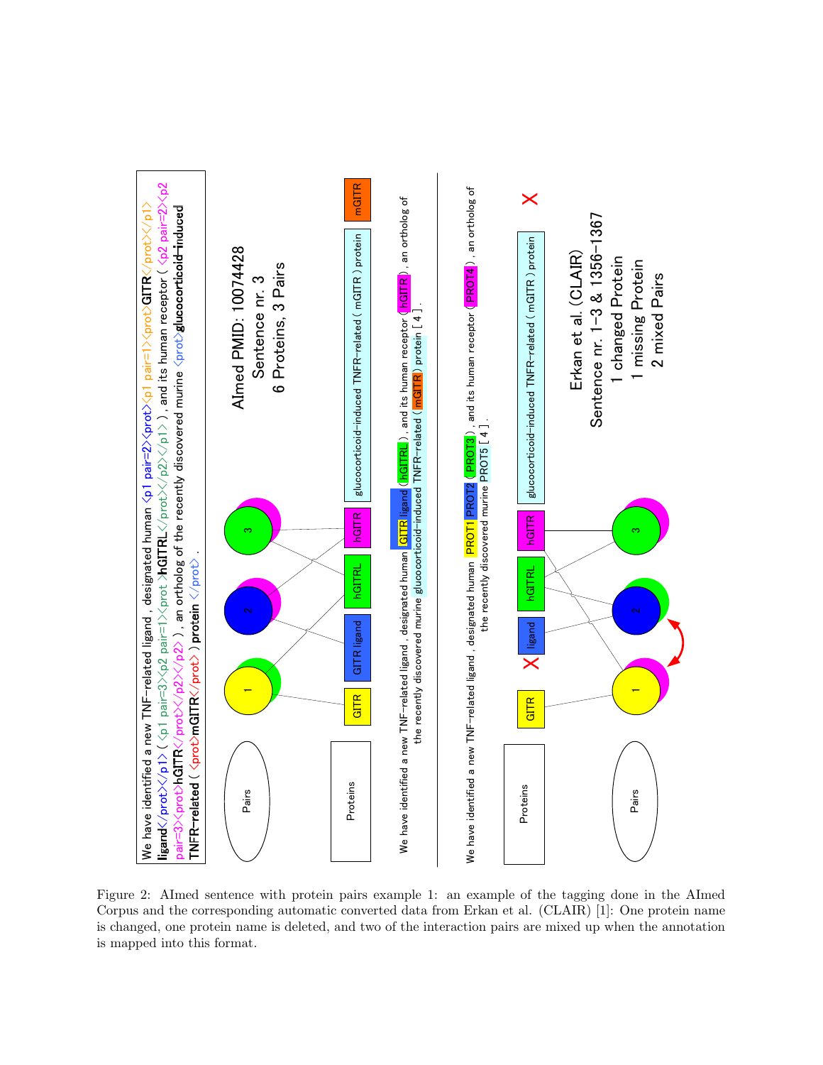We have identified a new TNF-related ligand , designated human <p1 pair=2><prot><p1 pair=1><prot>GITR</prot></p1> ligand</prot></p1> ( <p1 pair=3><p2 pair=1><prot >hGITRL</prot></p2></p1> ), and its human receptor ( <p2 pair=2><p2 pair=3><prot>hGITR</prot></p2></p2> ), an ortholog of the recently discovered murine <prot>glucocorticoid-induced TNFR-related ( <prot>mGITR</prot> ) protein </prot> .

AImed PMID: 10074428
Sentence nr. 3
6 Proteins, 3 Pairs

We have identified a new TNF-related ligand , designated human GITR ligand ( hGITRL ), and its human receptor ( hGITR ), an ortholog of the recently discovered murine glucocorticoid-induced TNFR-related ( mGITR ) protein [ 4 ] .

We have identified a new TNF-related ligand , designated human PROT1 PROT2 ( PROT3 ), and its human receptor ( PROT4 ), an ortholog of the recently discovered murine PROT5 [ 4 ] .

Erkan et al. (CLAIR)
Sentence nr. 1-3 & 1356-1367
1 changed Protein
1 missing Protein
2 mixed Pairs

Figure 2: AImed sentence with protein pairs example 1: an example of the tagging done in the AImed Corpus and the corresponding automatic converted data from Erkan et al. (CLAIR) [1]: One protein name is changed, one protein name is deleted, and two of the interaction pairs are mixed up when the annotation is mapped into this format.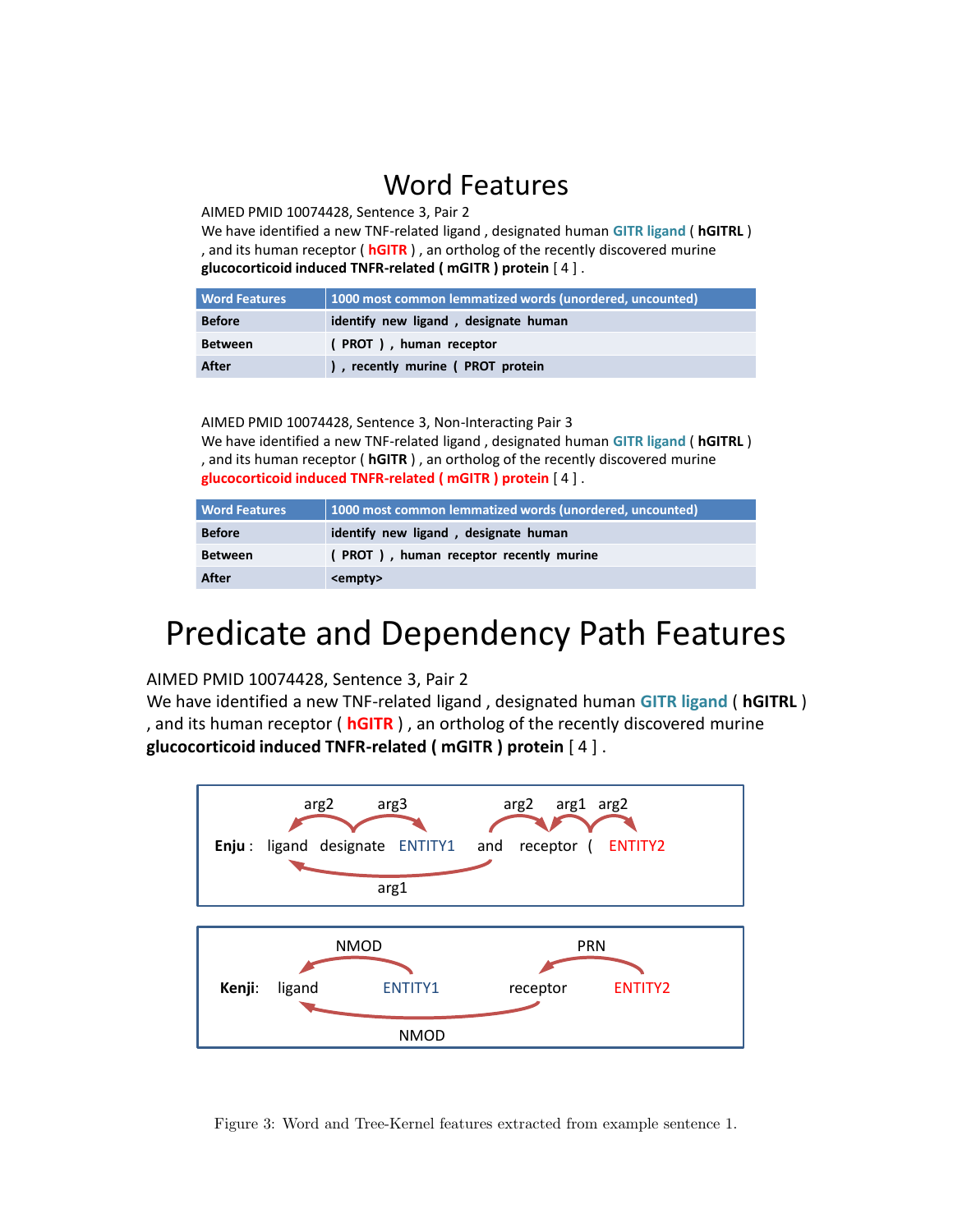# Word Features

AIMED PMID 10074428, Sentence 3, Pair 2

We have identified a new TNF-related ligand , designated human **GITR ligand** ( **hGITRL** ) , and its human receptor ( **hGITR** ) , an ortholog of the recently discovered murine **glucocorticoid induced TNFR-related ( mGITR ) protein** [ 4 ] .

| Word Features | 1000 most common lemmatized words (unordered, uncounted) |
|---|---|
| Before | identify new ligand , designate human |
| Between | ( PROT ) , human receptor |
| After | ) , recently murine ( PROT protein |

AIMED PMID 10074428, Sentence 3, Non-Interacting Pair 3

We have identified a new TNF-related ligand , designated human **GITR ligand** ( **hGITRL** ) , and its human receptor ( **hGITR** ) , an ortholog of the recently discovered murine **glucocorticoid induced TNFR-related ( mGITR ) protein** [ 4 ] .

| Word Features | 1000 most common lemmatized words (unordered, uncounted) |
|---|---|
| Before | identify new ligand , designate human |
| Between | ( PROT ) , human receptor recently murine |
| After | <empty> |

# Predicate and Dependency Path Features

AIMED PMID 10074428, Sentence 3, Pair 2

We have identified a new TNF-related ligand , designated human **GITR ligand** ( **hGITRL** ) , and its human receptor ( **hGITR** ) , an ortholog of the recently discovered murine **glucocorticoid induced TNFR-related ( mGITR ) protein** [ 4 ] .

**Enju** : ligand designate ENTITY1 and receptor ( ENTITY2 — arcs: arg2, arg3, arg2, arg1, arg2, arg1

**Kenji**: ligand ENTITY1 receptor ENTITY2 — arcs: NMOD, PRN, NMOD

Figure 3: Word and Tree-Kernel features extracted from example sentence 1.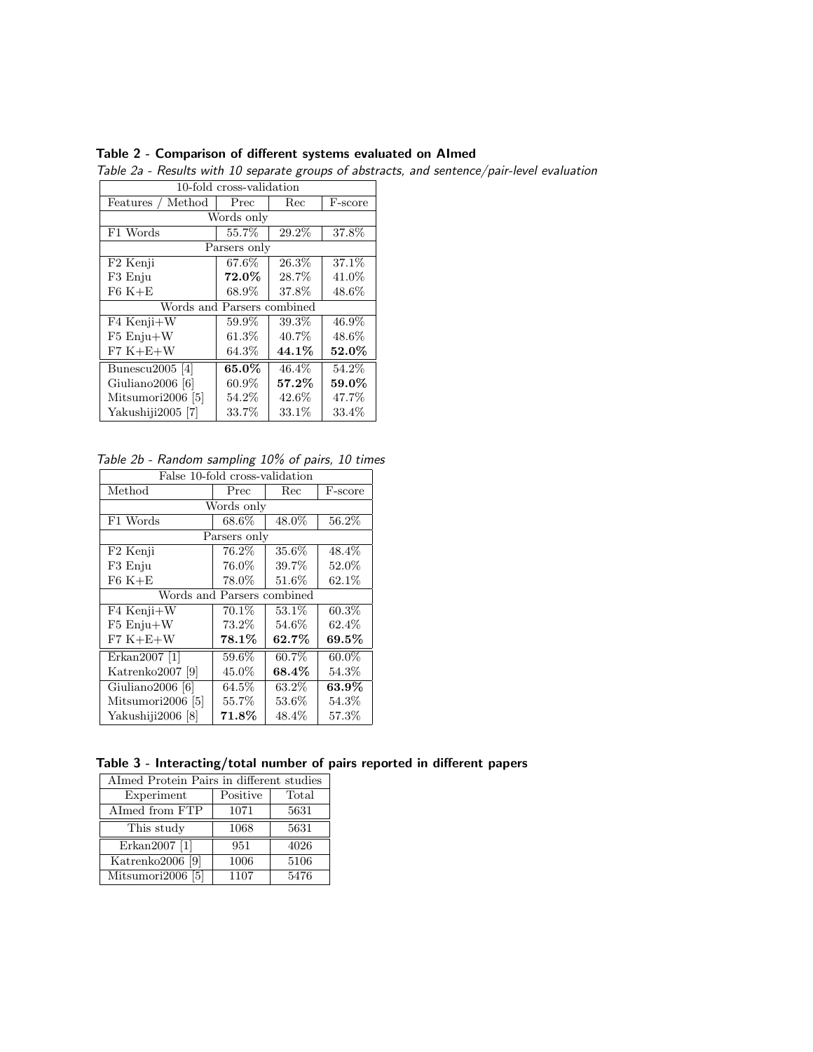### Table 2 - Comparison of different systems evaluated on AImed

*Table 2a - Results with 10 separate groups of abstracts, and sentence/pair-level evaluation*

| 10-fold cross-validation | | | |
|---|---|---|---|
| Features / Method | Prec | Rec | F-score |
| Words only | | | |
| F1 Words | 55.7% | 29.2% | 37.8% |
| Parsers only | | | |
| F2 Kenji | 67.6% | 26.3% | 37.1% |
| F3 Enju | **72.0%** | 28.7% | 41.0% |
| F6 K+E | 68.9% | 37.8% | 48.6% |
| Words and Parsers combined | | | |
| F4 Kenji+W | 59.9% | 39.3% | 46.9% |
| F5 Enju+W | 61.3% | 40.7% | 48.6% |
| F7 K+E+W | 64.3% | **44.1%** | **52.0%** |
| Bunescu2005 [4] | **65.0%** | 46.4% | 54.2% |
| Giuliano2006 [6] | 60.9% | **57.2%** | **59.0%** |
| Mitsumori2006 [5] | 54.2% | 42.6% | 47.7% |
| Yakushiji2005 [7] | 33.7% | 33.1% | 33.4% |

*Table 2b - Random sampling 10% of pairs, 10 times*

| False 10-fold cross-validation | | | |
|---|---|---|---|
| Method | Prec | Rec | F-score |
| Words only | | | |
| F1 Words | 68.6% | 48.0% | 56.2% |
| Parsers only | | | |
| F2 Kenji | 76.2% | 35.6% | 48.4% |
| F3 Enju | 76.0% | 39.7% | 52.0% |
| F6 K+E | 78.0% | 51.6% | 62.1% |
| Words and Parsers combined | | | |
| F4 Kenji+W | 70.1% | 53.1% | 60.3% |
| F5 Enju+W | 73.2% | 54.6% | 62.4% |
| F7 K+E+W | **78.1%** | **62.7%** | **69.5%** |
| Erkan2007 [1] | 59.6% | 60.7% | 60.0% |
| Katrenko2007 [9] | 45.0% | **68.4%** | 54.3% |
| Giuliano2006 [6] | 64.5% | 63.2% | **63.9%** |
| Mitsumori2006 [5] | 55.7% | 53.6% | 54.3% |
| Yakushiji2006 [8] | **71.8%** | 48.4% | 57.3% |

### Table 3 - Interacting/total number of pairs reported in different papers

| AImed Protein Pairs in different studies | | |
|---|---|---|
| Experiment | Positive | Total |
| AImed from FTP | 1071 | 5631 |
| This study | 1068 | 5631 |
| Erkan2007 [1] | 951 | 4026 |
| Katrenko2006 [9] | 1006 | 5106 |
| Mitsumori2006 [5] | 1107 | 5476 |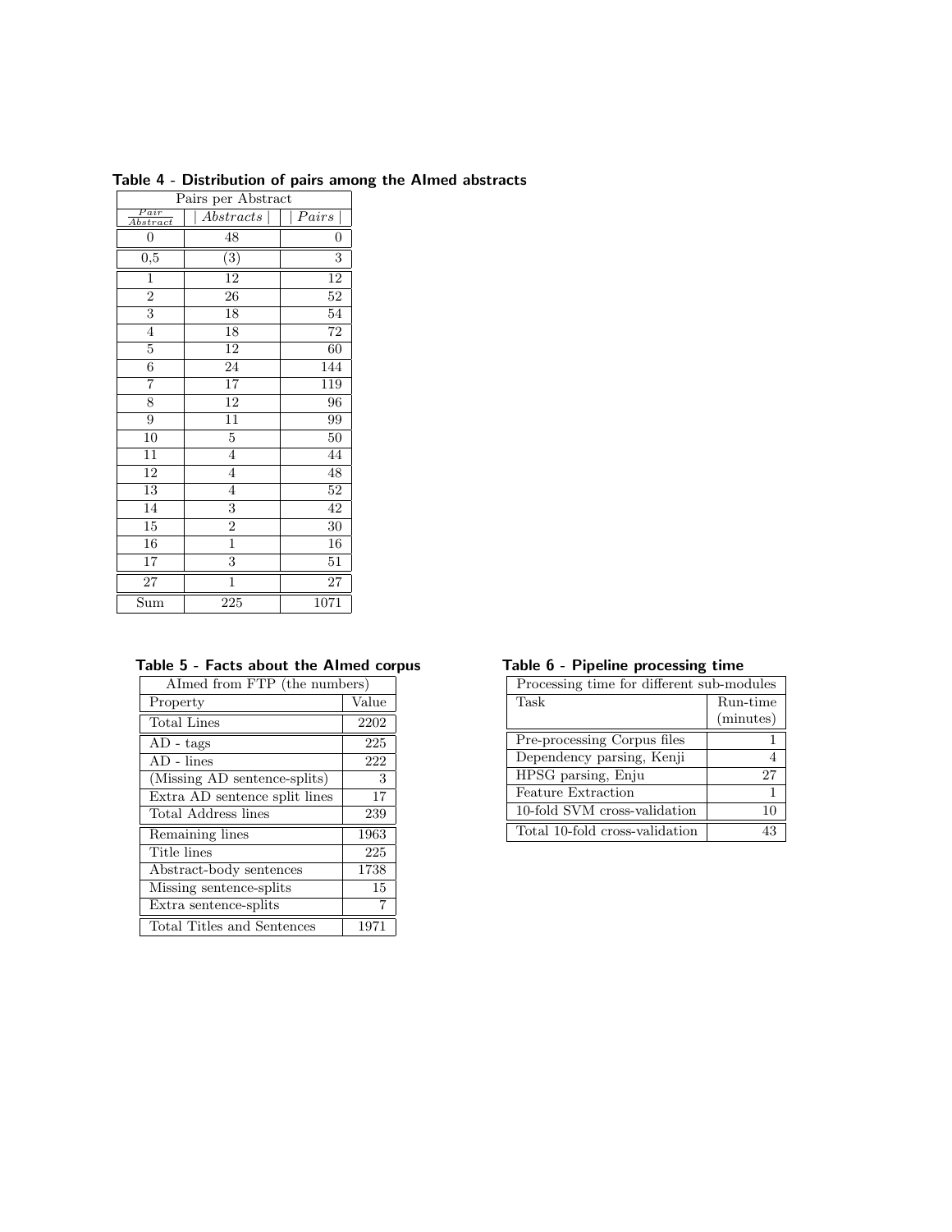**Table 4 - Distribution of pairs among the AImed abstracts**

| Pairs per Abstract | | |
|---|---|---|
| $\frac{Pair}{Abstract}$ | $\mid Abstracts \mid$ | $\mid Pairs \mid$ |
| 0 | 48 | 0 |
| 0,5 | (3) | 3 |
| 1 | 12 | 12 |
| 2 | 26 | 52 |
| 3 | 18 | 54 |
| 4 | 18 | 72 |
| 5 | 12 | 60 |
| 6 | 24 | 144 |
| 7 | 17 | 119 |
| 8 | 12 | 96 |
| 9 | 11 | 99 |
| 10 | 5 | 50 |
| 11 | 4 | 44 |
| 12 | 4 | 48 |
| 13 | 4 | 52 |
| 14 | 3 | 42 |
| 15 | 2 | 30 |
| 16 | 1 | 16 |
| 17 | 3 | 51 |
| 27 | 1 | 27 |
| Sum | 225 | 1071 |

**Table 5 - Facts about the AImed corpus**

| AImed from FTP (the numbers) | |
|---|---|
| Property | Value |
| Total Lines | 2202 |
| AD - tags | 225 |
| AD - lines | 222 |
| (Missing AD sentence-splits) | 3 |
| Extra AD sentence split lines | 17 |
| Total Address lines | 239 |
| Remaining lines | 1963 |
| Title lines | 225 |
| Abstract-body sentences | 1738 |
| Missing sentence-splits | 15 |
| Extra sentence-splits | 7 |
| Total Titles and Sentences | 1971 |

**Table 6 - Pipeline processing time**

| Processing time for different sub-modules | |
|---|---|
| Task | Run-time (minutes) |
| Pre-processing Corpus files | 1 |
| Dependency parsing, Kenji | 4 |
| HPSG parsing, Enju | 27 |
| Feature Extraction | 1 |
| 10-fold SVM cross-validation | 10 |
| Total 10-fold cross-validation | 43 |